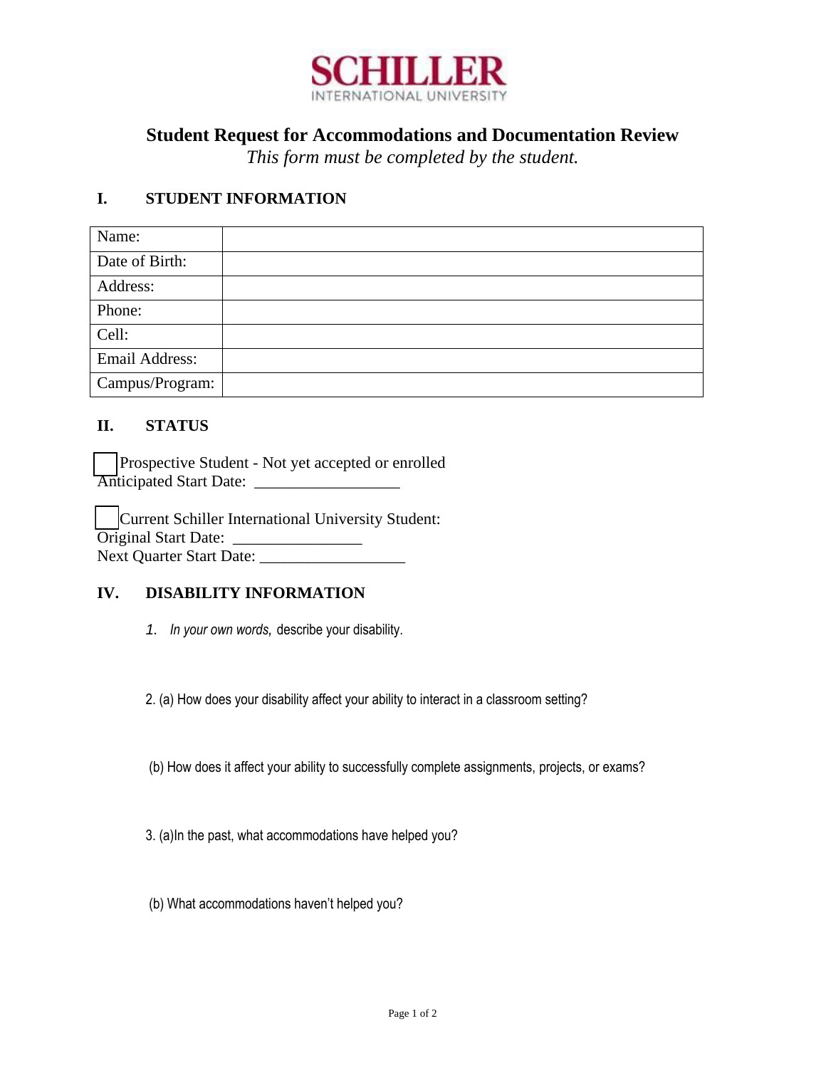SCHILLER
INTERNATIONAL UNIVERSITY

# Student Request for Accommodations and Documentation Review

*This form must be completed by the student.*

## I. STUDENT INFORMATION

| Name: | |
|---|---|
| Date of Birth: | |
| Address: | |
| Phone: | |
| Cell: | |
| Email Address: | |
| Campus/Program: | |

## II. STATUS

☐ Prospective Student - Not yet accepted or enrolled
Anticipated Start Date: __________________

☐ Current Schiller International University Student:
Original Start Date: ________________
Next Quarter Start Date: __________________

## IV. DISABILITY INFORMATION

1. *In your own words,* describe your disability.

2. (a) How does your disability affect your ability to interact in a classroom setting?

(b) How does it affect your ability to successfully complete assignments, projects, or exams?

3. (a)In the past, what accommodations have helped you?

(b) What accommodations haven't helped you?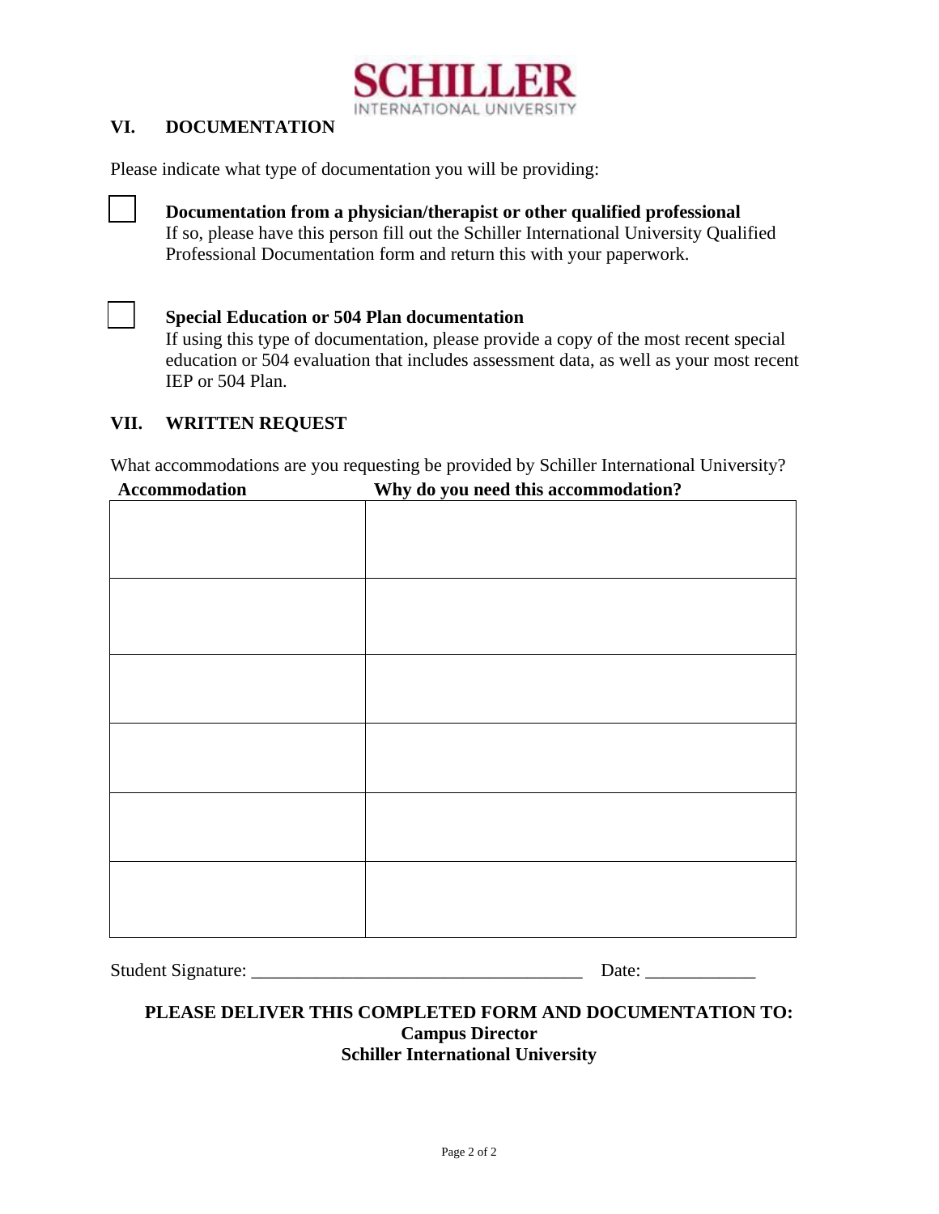# SCHILLER
INTERNATIONAL UNIVERSITY

## VI. DOCUMENTATION

Please indicate what type of documentation you will be providing:

☐ **Documentation from a physician/therapist or other qualified professional**
If so, please have this person fill out the Schiller International University Qualified Professional Documentation form and return this with your paperwork.

☐ **Special Education or 504 Plan documentation**
If using this type of documentation, please provide a copy of the most recent special education or 504 evaluation that includes assessment data, as well as your most recent IEP or 504 Plan.

## VII. WRITTEN REQUEST

What accommodations are you requesting be provided by Schiller International University?

| Accommodation | Why do you need this accommodation? |
|---|---|
| | |
| | |
| | |
| | |
| | |
| | |

Student Signature: ___________________________________ Date: ___________

**PLEASE DELIVER THIS COMPLETED FORM AND DOCUMENTATION TO:**
**Campus Director**
**Schiller International University**